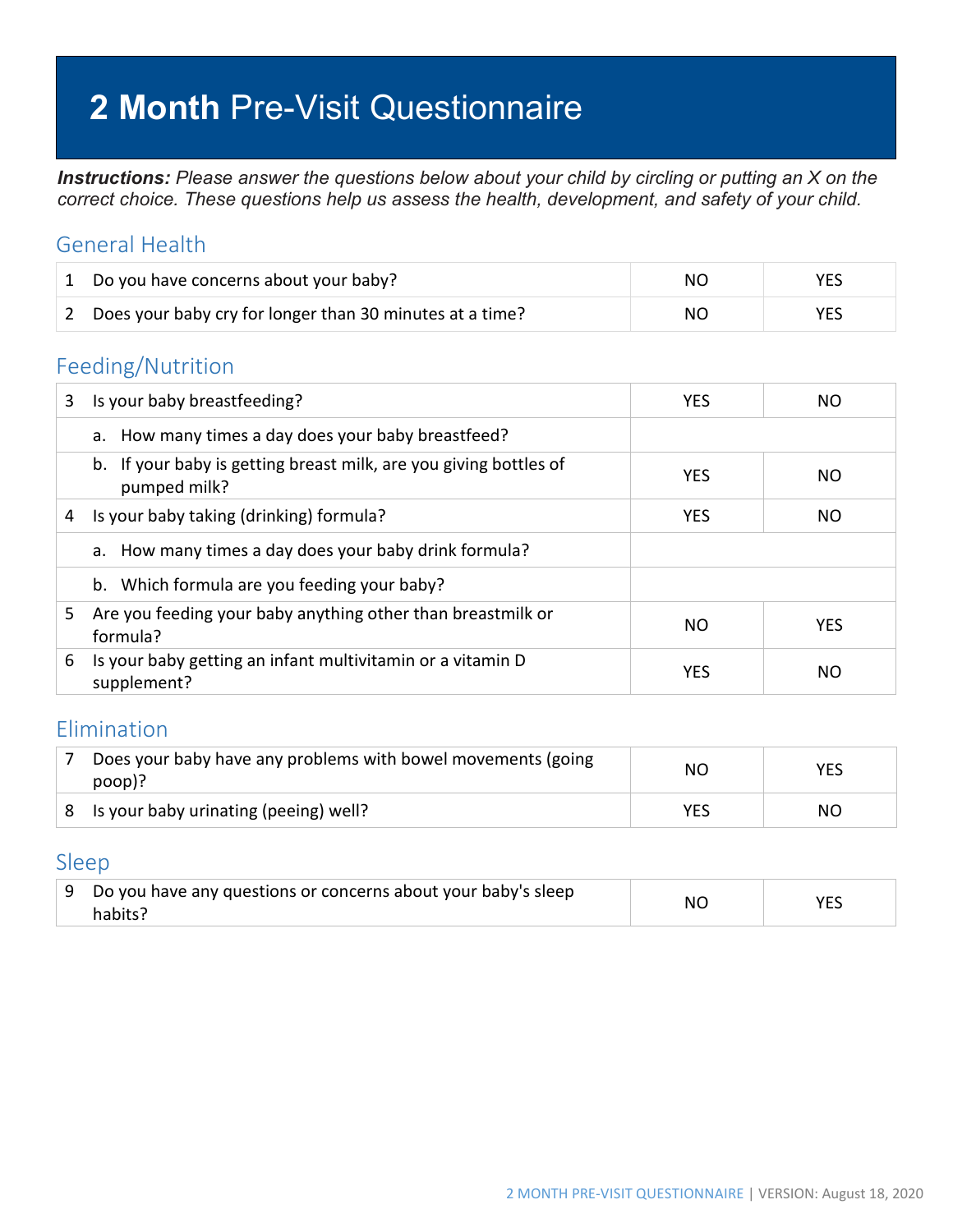# 2 Month Pre-Visit Questionnaire

***Instructions:*** *Please answer the questions below about your child by circling or putting an X on the correct choice. These questions help us assess the health, development, and safety of your child.*

## General Health

| | | | |
|---|---|---|---|
| 1 | Do you have concerns about your baby? | NO | YES |
| 2 | Does your baby cry for longer than 30 minutes at a time? | NO | YES |

## Feeding/Nutrition

| | | | |
|---|---|---|---|
| 3 | Is your baby breastfeeding? | YES | NO |
| | a. How many times a day does your baby breastfeed? | | |
| | b. If your baby is getting breast milk, are you giving bottles of pumped milk? | YES | NO |
| 4 | Is your baby taking (drinking) formula? | YES | NO |
| | a. How many times a day does your baby drink formula? | | |
| | b. Which formula are you feeding your baby? | | |
| 5 | Are you feeding your baby anything other than breastmilk or formula? | NO | YES |
| 6 | Is your baby getting an infant multivitamin or a vitamin D supplement? | YES | NO |

## Elimination

| | | | |
|---|---|---|---|
| 7 | Does your baby have any problems with bowel movements (going poop)? | NO | YES |
| 8 | Is your baby urinating (peeing) well? | YES | NO |

## Sleep

| | | | |
|---|---|---|---|
| 9 | Do you have any questions or concerns about your baby's sleep habits? | NO | YES |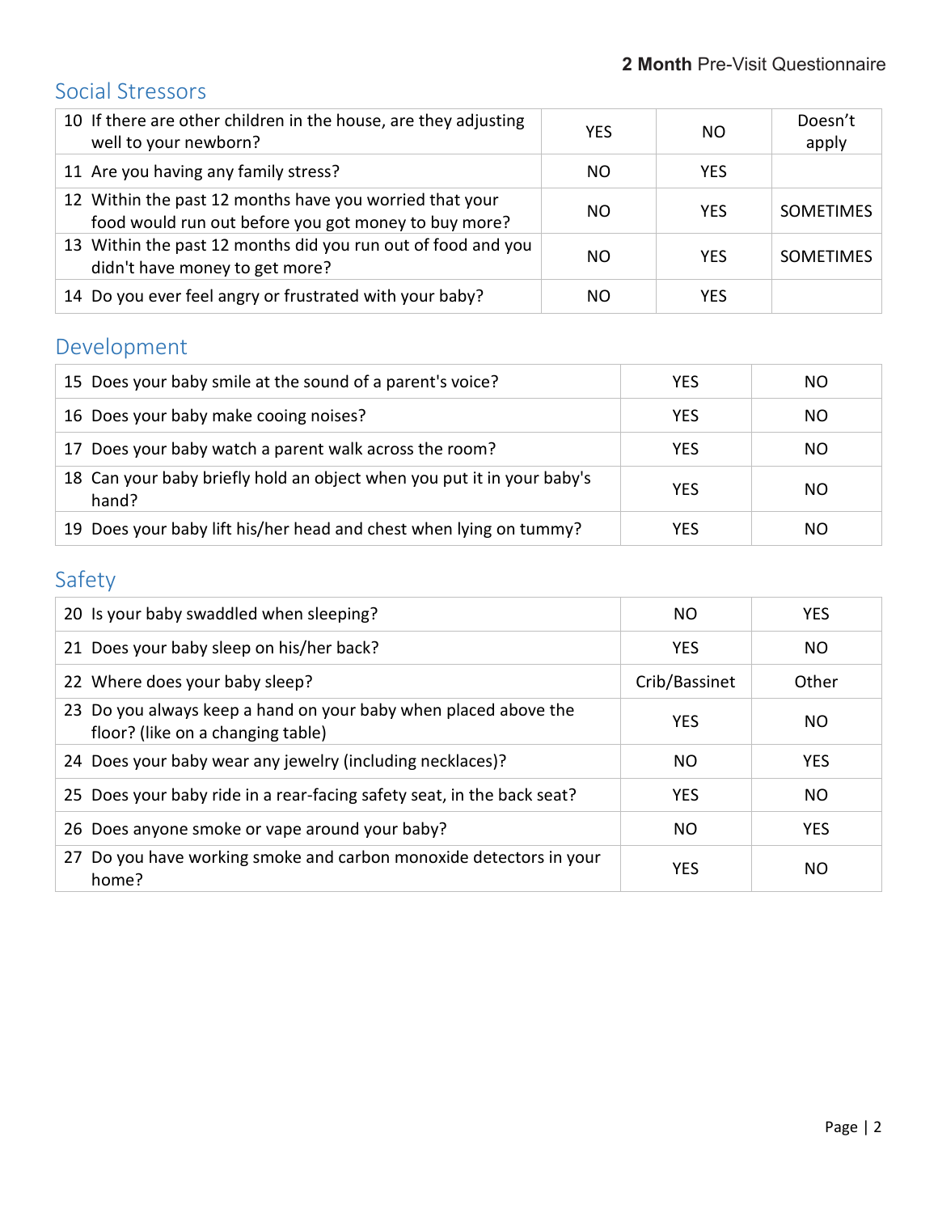## Social Stressors

| | | | |
|---|---|---|---|
| 10 If there are other children in the house, are they adjusting well to your newborn? | YES | NO | Doesn't apply |
| 11 Are you having any family stress? | NO | YES | |
| 12 Within the past 12 months have you worried that your food would run out before you got money to buy more? | NO | YES | SOMETIMES |
| 13 Within the past 12 months did you run out of food and you didn't have money to get more? | NO | YES | SOMETIMES |
| 14 Do you ever feel angry or frustrated with your baby? | NO | YES | |

## Development

| | | |
|---|---|---|
| 15 Does your baby smile at the sound of a parent's voice? | YES | NO |
| 16 Does your baby make cooing noises? | YES | NO |
| 17 Does your baby watch a parent walk across the room? | YES | NO |
| 18 Can your baby briefly hold an object when you put it in your baby's hand? | YES | NO |
| 19 Does your baby lift his/her head and chest when lying on tummy? | YES | NO |

## Safety

| | | |
|---|---|---|
| 20 Is your baby swaddled when sleeping? | NO | YES |
| 21 Does your baby sleep on his/her back? | YES | NO |
| 22 Where does your baby sleep? | Crib/Bassinet | Other |
| 23 Do you always keep a hand on your baby when placed above the floor? (like on a changing table) | YES | NO |
| 24 Does your baby wear any jewelry (including necklaces)? | NO | YES |
| 25 Does your baby ride in a rear-facing safety seat, in the back seat? | YES | NO |
| 26 Does anyone smoke or vape around your baby? | NO | YES |
| 27 Do you have working smoke and carbon monoxide detectors in your home? | YES | NO |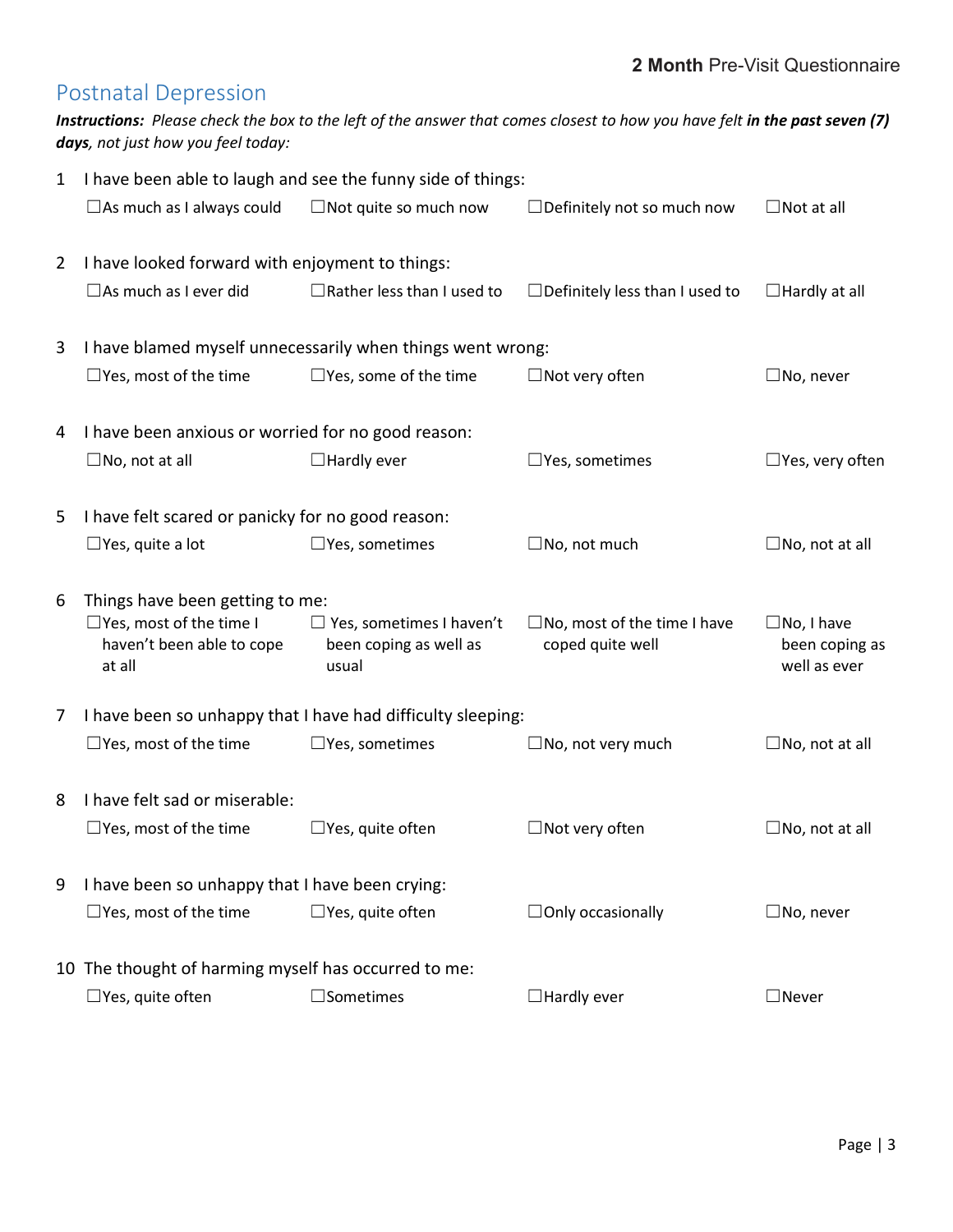## Postnatal Depression

***Instructions:** Please check the box to the left of the answer that comes closest to how you have felt **in the past seven (7) days**, not just how you feel today:*

1. I have been able to laugh and see the funny side of things:
   ☐As much as I always could ☐Not quite so much now ☐Definitely not so much now ☐Not at all

2. I have looked forward with enjoyment to things:
   ☐As much as I ever did ☐Rather less than I used to ☐Definitely less than I used to ☐Hardly at all

3. I have blamed myself unnecessarily when things went wrong:
   ☐Yes, most of the time ☐Yes, some of the time ☐Not very often ☐No, never

4. I have been anxious or worried for no good reason:
   ☐No, not at all ☐Hardly ever ☐Yes, sometimes ☐Yes, very often

5. I have felt scared or panicky for no good reason:
   ☐Yes, quite a lot ☐Yes, sometimes ☐No, not much ☐No, not at all

6. Things have been getting to me:
   ☐Yes, most of the time I haven't been able to cope at all ☐ Yes, sometimes I haven't been coping as well as usual ☐No, most of the time I have coped quite well ☐No, I have been coping as well as ever

7. I have been so unhappy that I have had difficulty sleeping:
   ☐Yes, most of the time ☐Yes, sometimes ☐No, not very much ☐No, not at all

8. I have felt sad or miserable:
   ☐Yes, most of the time ☐Yes, quite often ☐Not very often ☐No, not at all

9. I have been so unhappy that I have been crying:
   ☐Yes, most of the time ☐Yes, quite often ☐Only occasionally ☐No, never

10. The thought of harming myself has occurred to me:
    ☐Yes, quite often ☐Sometimes ☐Hardly ever ☐Never